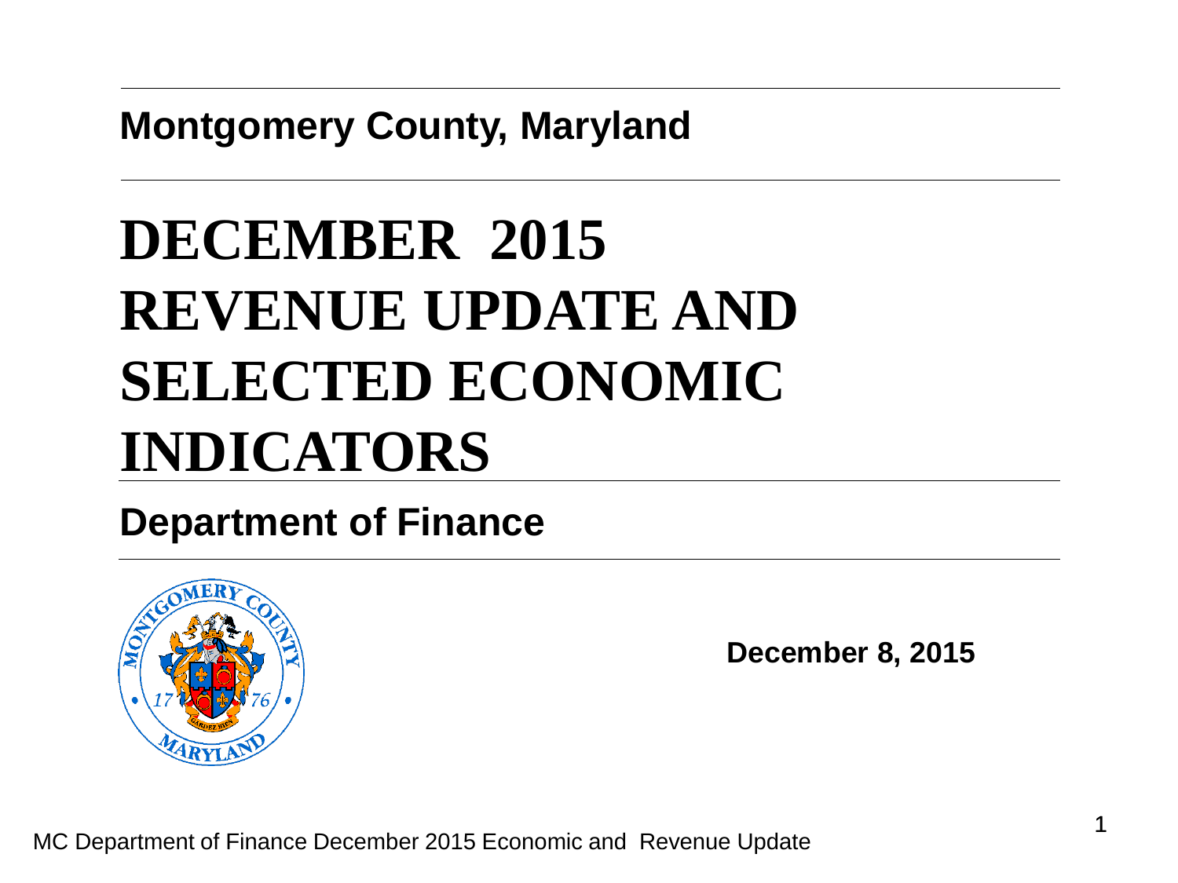**Montgomery County, Maryland**

# DECEMBER 2015 REVENUE UPDATE AND SELECTED ECONOMIC INDICATORS

**Department of Finance**

**December 8, 2015**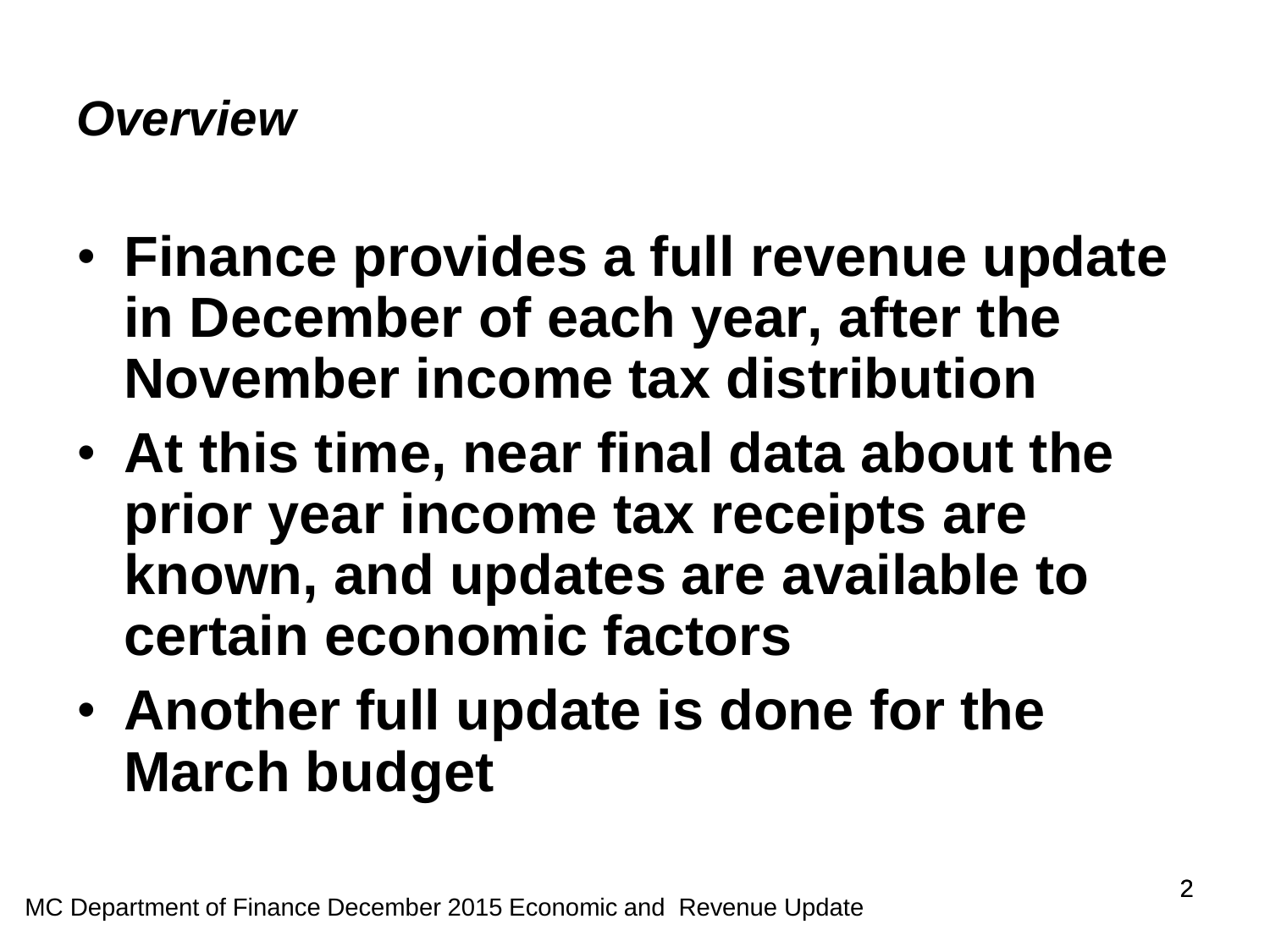## *Overview*

- **Finance provides a full revenue update in December of each year, after the November income tax distribution**
- **At this time, near final data about the prior year income tax receipts are known, and updates are available to certain economic factors**
- **Another full update is done for the March budget**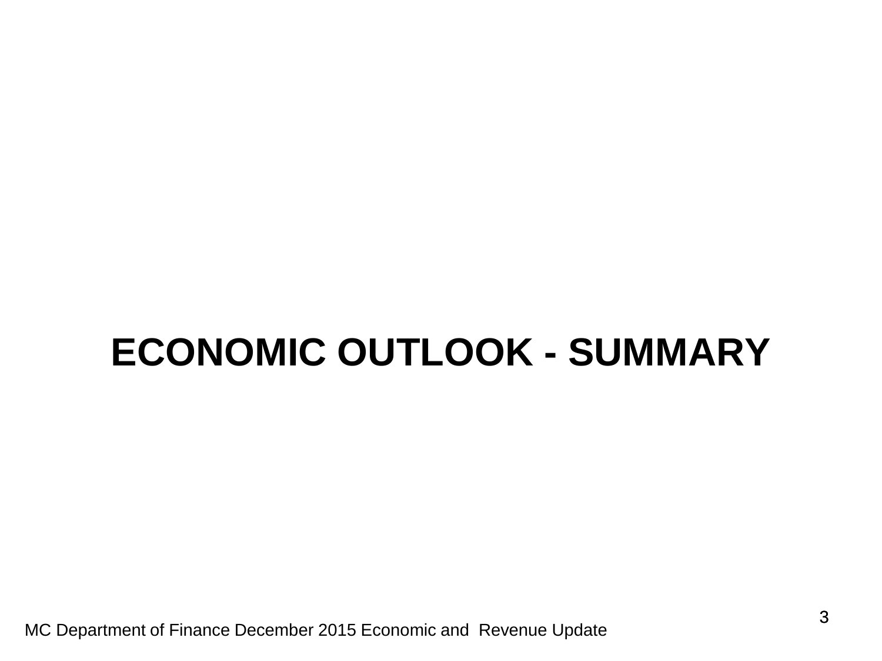# ECONOMIC OUTLOOK - SUMMARY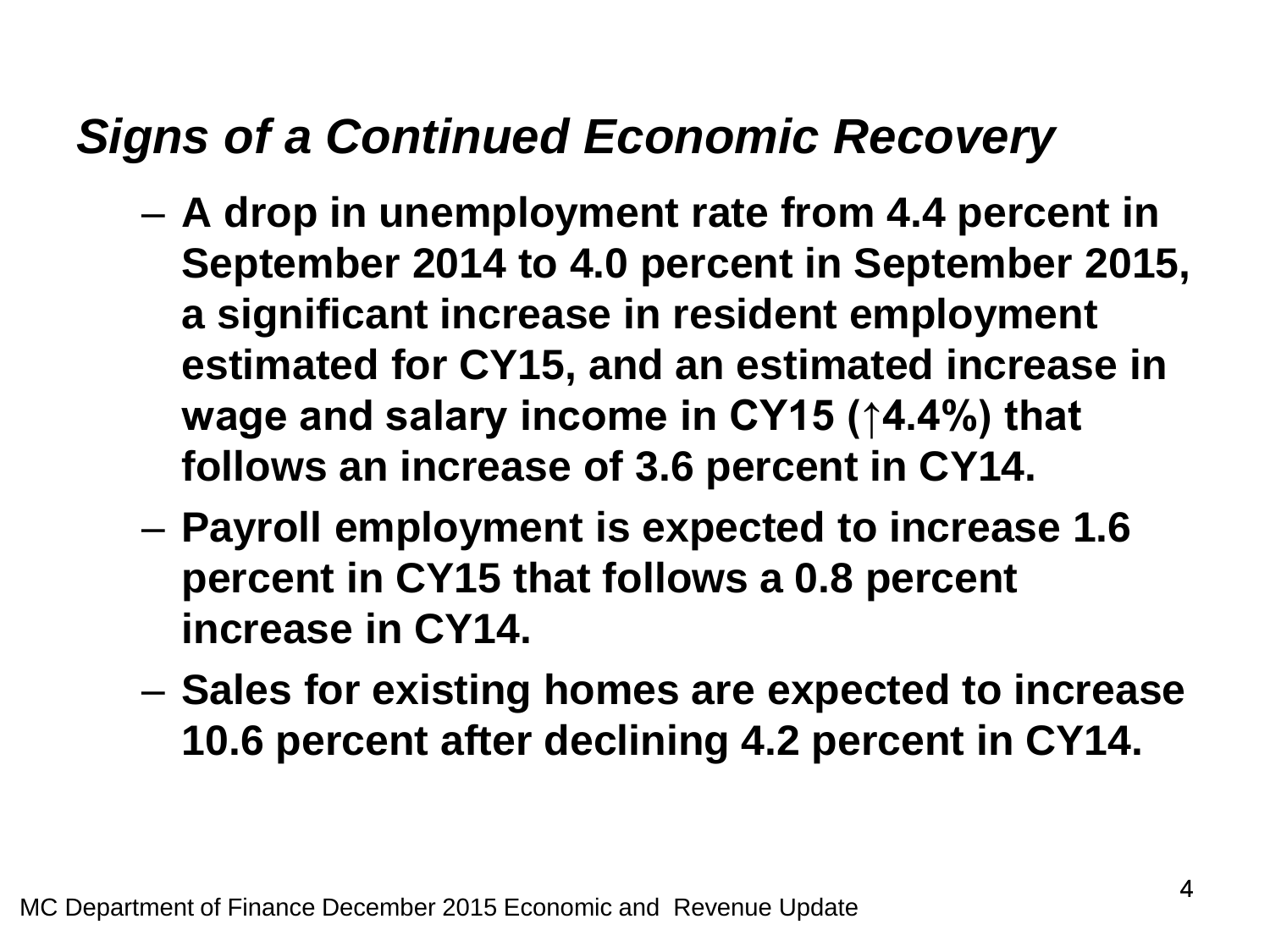## *Signs of a Continued Economic Recovery*

- **A drop in unemployment rate from 4.4 percent in September 2014 to 4.0 percent in September 2015, a significant increase in resident employment estimated for CY15, and an estimated increase in wage and salary income in CY15 (↑4.4%) that follows an increase of 3.6 percent in CY14.**
- **Payroll employment is expected to increase 1.6 percent in CY15 that follows a 0.8 percent increase in CY14.**
- **Sales for existing homes are expected to increase 10.6 percent after declining 4.2 percent in CY14.**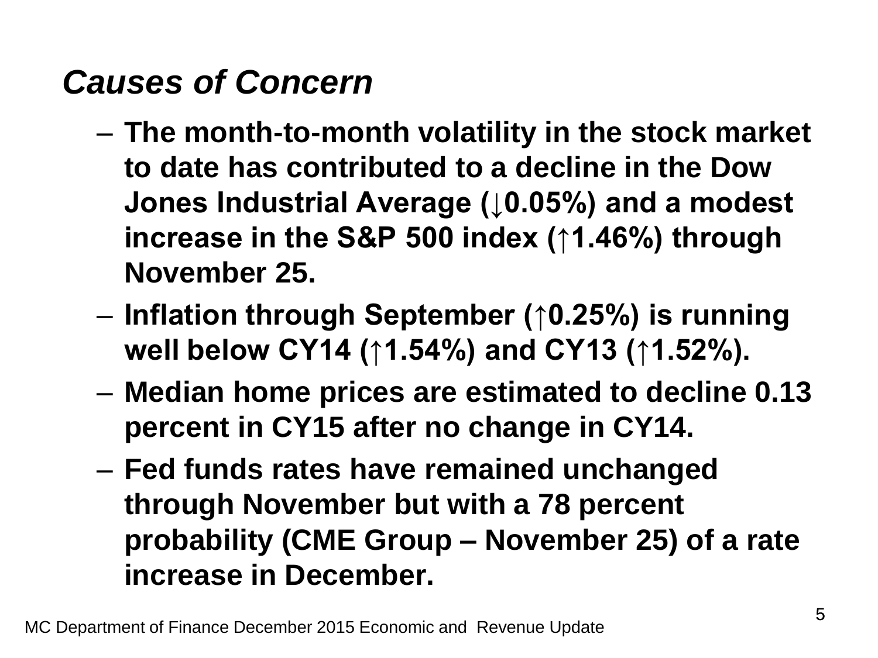## *Causes of Concern*

- The month-to-month volatility in the stock market to date has contributed to a decline in the Dow Jones Industrial Average (↓0.05%) and a modest increase in the S&P 500 index (↑1.46%) through November 25.
- Inflation through September (↑0.25%) is running well below CY14 (↑1.54%) and CY13 (↑1.52%).
- Median home prices are estimated to decline 0.13 percent in CY15 after no change in CY14.
- Fed funds rates have remained unchanged through November but with a 78 percent probability (CME Group – November 25) of a rate increase in December.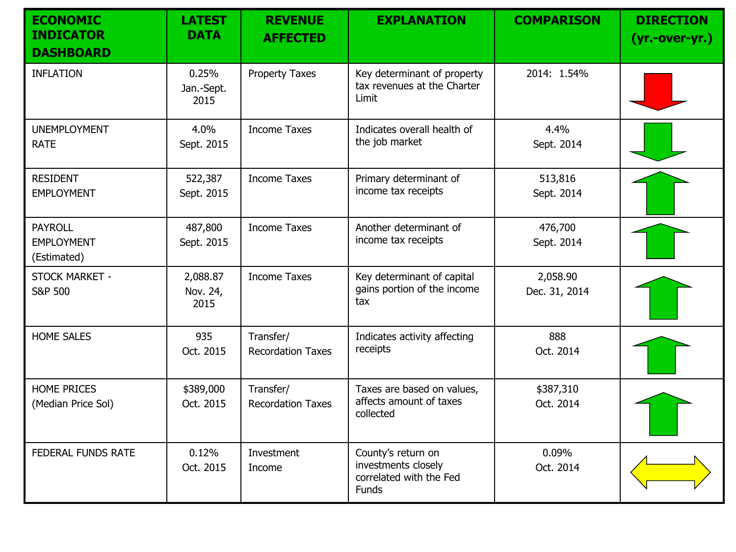| ECONOMIC INDICATOR DASHBOARD | LATEST DATA | REVENUE AFFECTED | EXPLANATION | COMPARISON | DIRECTION (yr.-over-yr.) |
|---|---|---|---|---|---|
| INFLATION | 0.25% Jan.-Sept. 2015 | Property Taxes | Key determinant of property tax revenues at the Charter Limit | 2014: 1.54% | Down (red) |
| UNEMPLOYMENT RATE | 4.0% Sept. 2015 | Income Taxes | Indicates overall health of the job market | 4.4% Sept. 2014 | Down (green) |
| RESIDENT EMPLOYMENT | 522,387 Sept. 2015 | Income Taxes | Primary determinant of income tax receipts | 513,816 Sept. 2014 | Up (green) |
| PAYROLL EMPLOYMENT (Estimated) | 487,800 Sept. 2015 | Income Taxes | Another determinant of income tax receipts | 476,700 Sept. 2014 | Up (green) |
| STOCK MARKET - S&P 500 | 2,088.87 Nov. 24, 2015 | Income Taxes | Key determinant of capital gains portion of the income tax | 2,058.90 Dec. 31, 2014 | Up (green) |
| HOME SALES | 935 Oct. 2015 | Transfer/ Recordation Taxes | Indicates activity affecting receipts | 888 Oct. 2014 | Up (green) |
| HOME PRICES (Median Price Sol) | $389,000 Oct. 2015 | Transfer/ Recordation Taxes | Taxes are based on values, affects amount of taxes collected | $387,310 Oct. 2014 | Up (green) |
| FEDERAL FUNDS RATE | 0.12% Oct. 2015 | Investment Income | County's return on investments closely correlated with the Fed Funds | 0.09% Oct. 2014 | Unchanged (yellow) |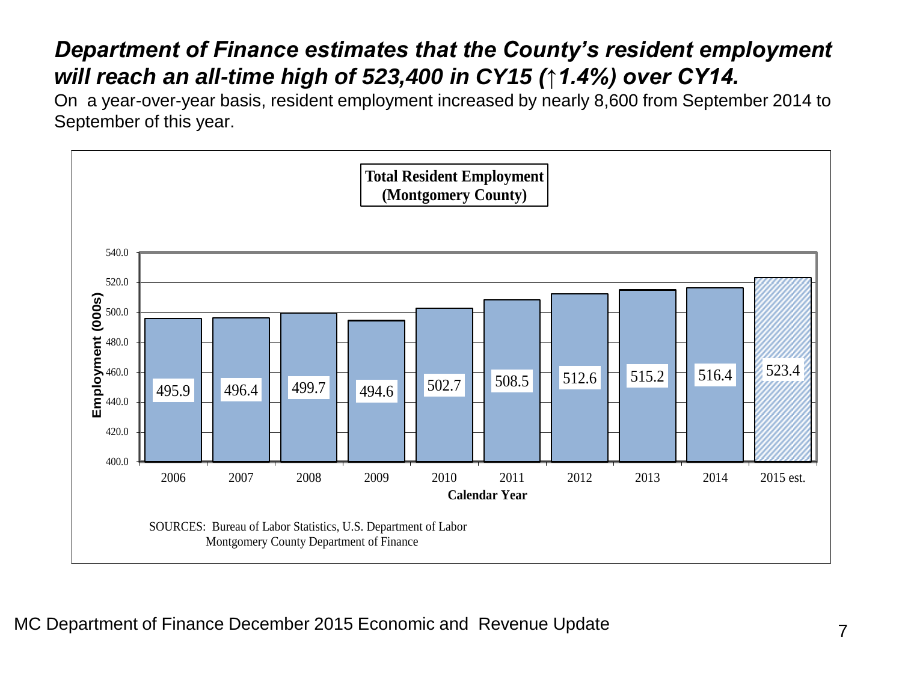## *Department of Finance estimates that the County's resident employment will reach an all-time high of 523,400 in CY15 (↑1.4%) over CY14.*

On a year-over-year basis, resident employment increased by nearly 8,600 from September 2014 to September of this year.

**Total Resident Employment (Montgomery County)**

| Calendar Year | Employment (000s) |
|---|---|
| 2006 | 495.9 |
| 2007 | 496.4 |
| 2008 | 499.7 |
| 2009 | 494.6 |
| 2010 | 502.7 |
| 2011 | 508.5 |
| 2012 | 512.6 |
| 2013 | 515.2 |
| 2014 | 516.4 |
| 2015 est. | 523.4 |

SOURCES: Bureau of Labor Statistics, U.S. Department of Labor
Montgomery County Department of Finance

MC Department of Finance December 2015 Economic and Revenue Update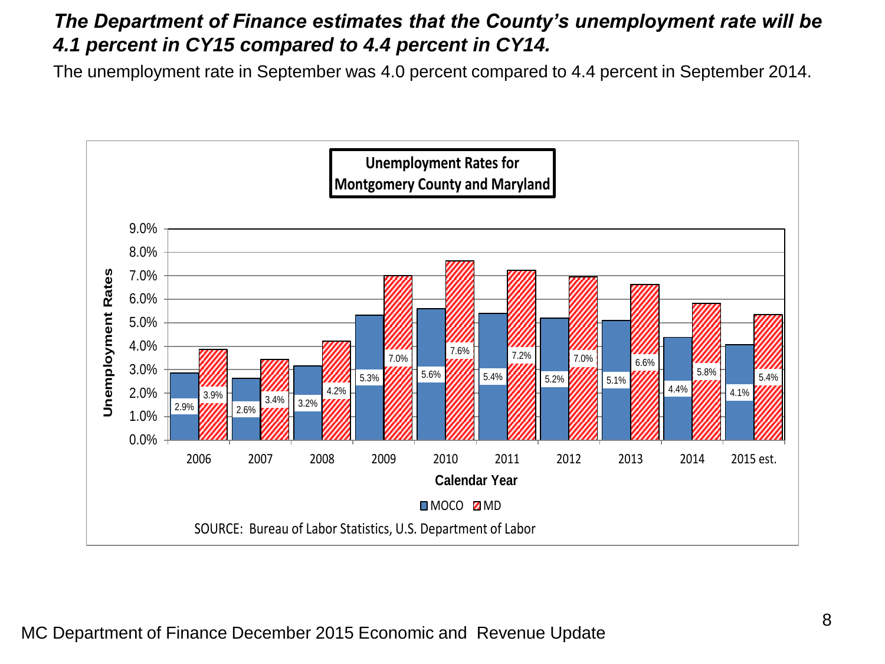***The Department of Finance estimates that the County's unemployment rate will be 4.1 percent in CY15 compared to 4.4 percent in CY14.***

The unemployment rate in September was 4.0 percent compared to 4.4 percent in September 2014.

**Unemployment Rates for Montgomery County and Maryland**

| Calendar Year | MOCO | MD |
|---|---|---|
| 2006 | 2.9% | 3.9% |
| 2007 | 2.6% | 3.4% |
| 2008 | 3.2% | 4.2% |
| 2009 | 5.3% | 7.0% |
| 2010 | 5.6% | 7.6% |
| 2011 | 5.4% | 7.2% |
| 2012 | 5.2% | 7.0% |
| 2013 | 5.1% | 6.6% |
| 2014 | 4.4% | 5.8% |
| 2015 est. | 4.1% | 5.4% |

SOURCE: Bureau of Labor Statistics, U.S. Department of Labor

MC Department of Finance December 2015 Economic and Revenue Update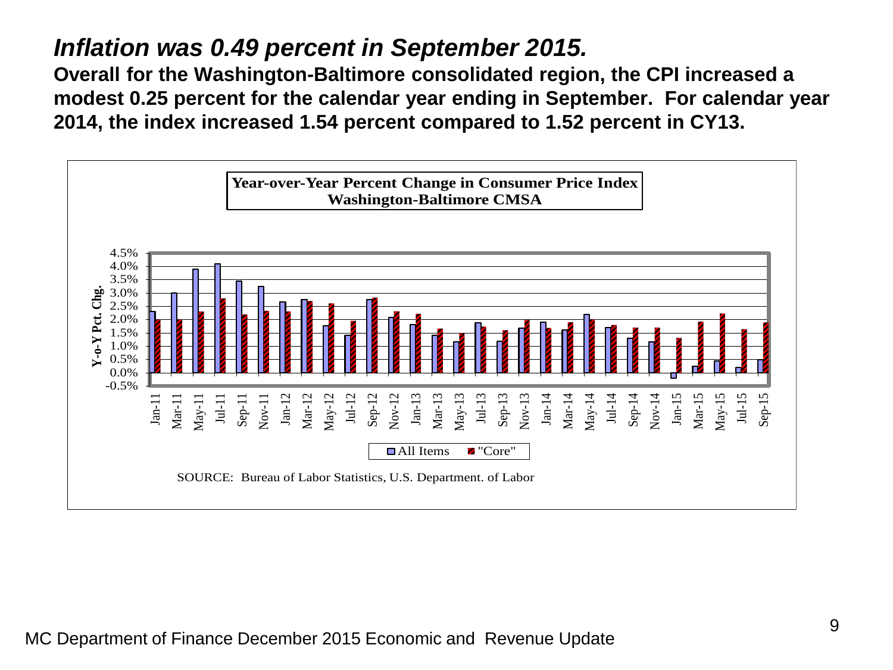# *Inflation was 0.49 percent in September 2015.*

**Overall for the Washington-Baltimore consolidated region, the CPI increased a modest 0.25 percent for the calendar year ending in September. For calendar year 2014, the index increased 1.54 percent compared to 1.52 percent in CY13.**

**Year-over-Year Percent Change in Consumer Price Index**
**Washington-Baltimore CMSA**

SOURCE: Bureau of Labor Statistics, U.S. Department. of Labor

MC Department of Finance December 2015 Economic and Revenue Update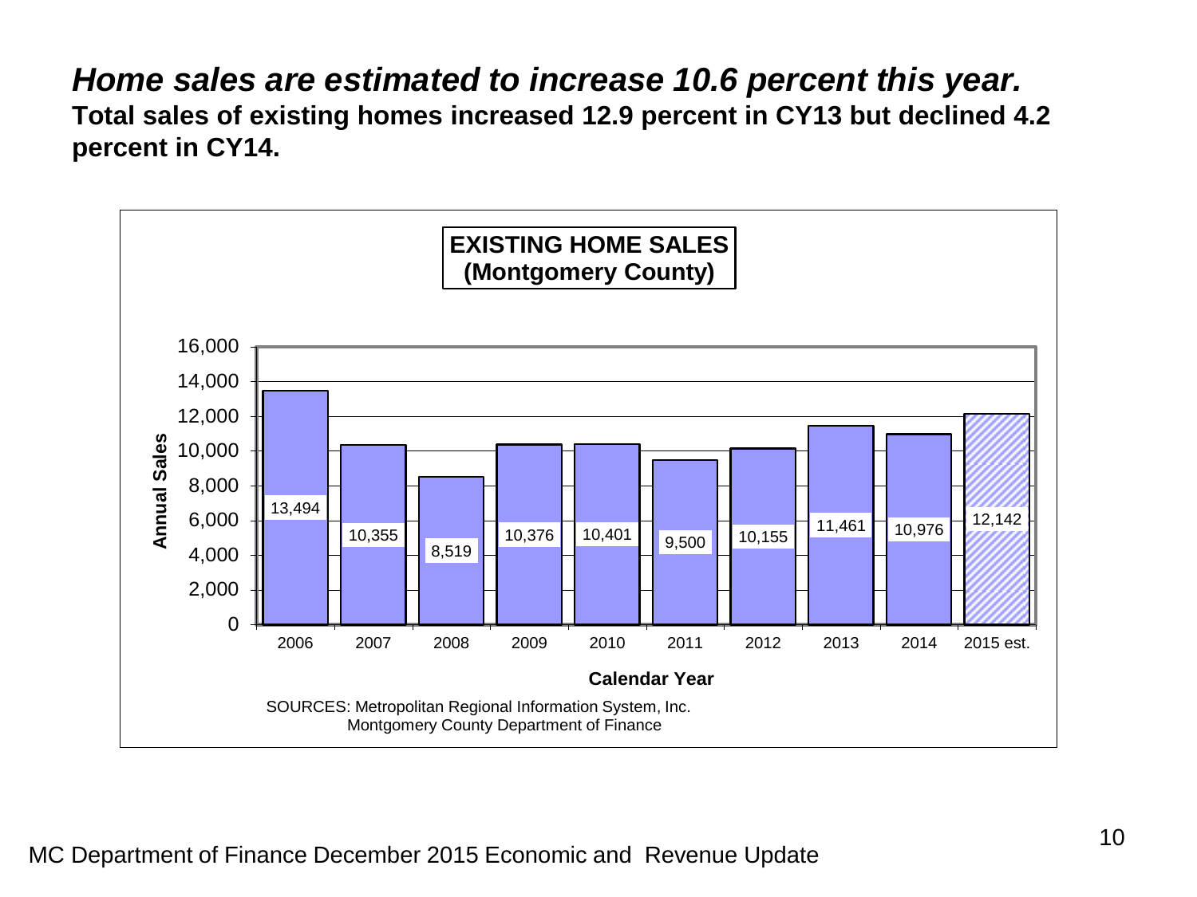# *Home sales are estimated to increase 10.6 percent this year.*

**Total sales of existing homes increased 12.9 percent in CY13 but declined 4.2 percent in CY14.**

**EXISTING HOME SALES (Montgomery County)**

| Calendar Year | Annual Sales |
|---|---|
| 2006 | 13,494 |
| 2007 | 10,355 |
| 2008 | 8,519 |
| 2009 | 10,376 |
| 2010 | 10,401 |
| 2011 | 9,500 |
| 2012 | 10,155 |
| 2013 | 11,461 |
| 2014 | 10,976 |
| 2015 est. | 12,142 |

SOURCES: Metropolitan Regional Information System, Inc.
Montgomery County Department of Finance

MC Department of Finance December 2015 Economic and Revenue Update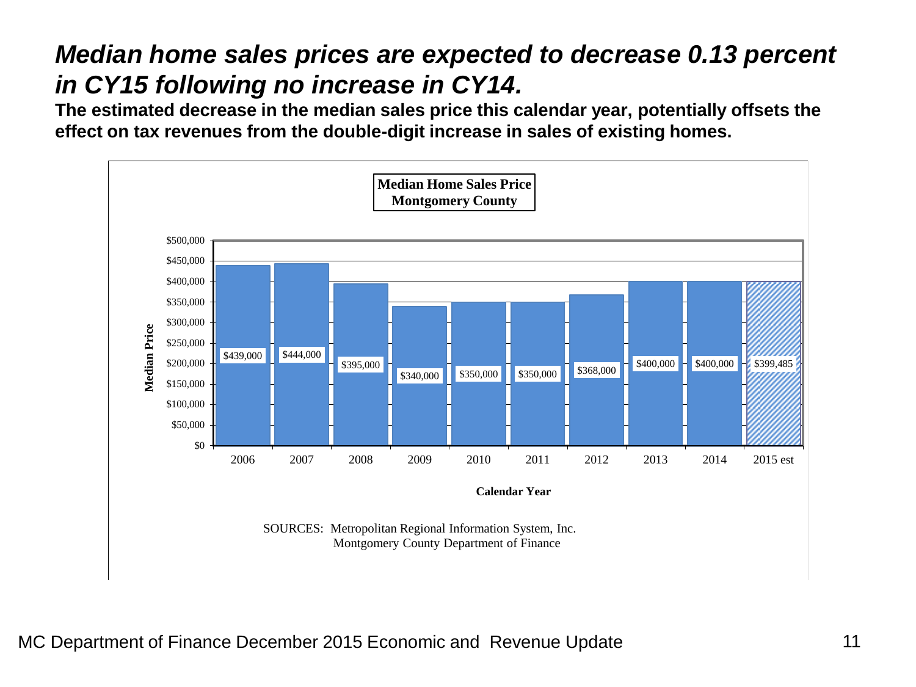# *Median home sales prices are expected to decrease 0.13 percent in CY15 following no increase in CY14.*

**The estimated decrease in the median sales price this calendar year, potentially offsets the effect on tax revenues from the double-digit increase in sales of existing homes.**

**Median Home Sales Price Montgomery County**

| Calendar Year | Median Price |
|---|---|
| 2006 | $439,000 |
| 2007 | $444,000 |
| 2008 | $395,000 |
| 2009 | $340,000 |
| 2010 | $350,000 |
| 2011 | $350,000 |
| 2012 | $368,000 |
| 2013 | $400,000 |
| 2014 | $400,000 |
| 2015 est | $399,485 |

SOURCES: Metropolitan Regional Information System, Inc.
Montgomery County Department of Finance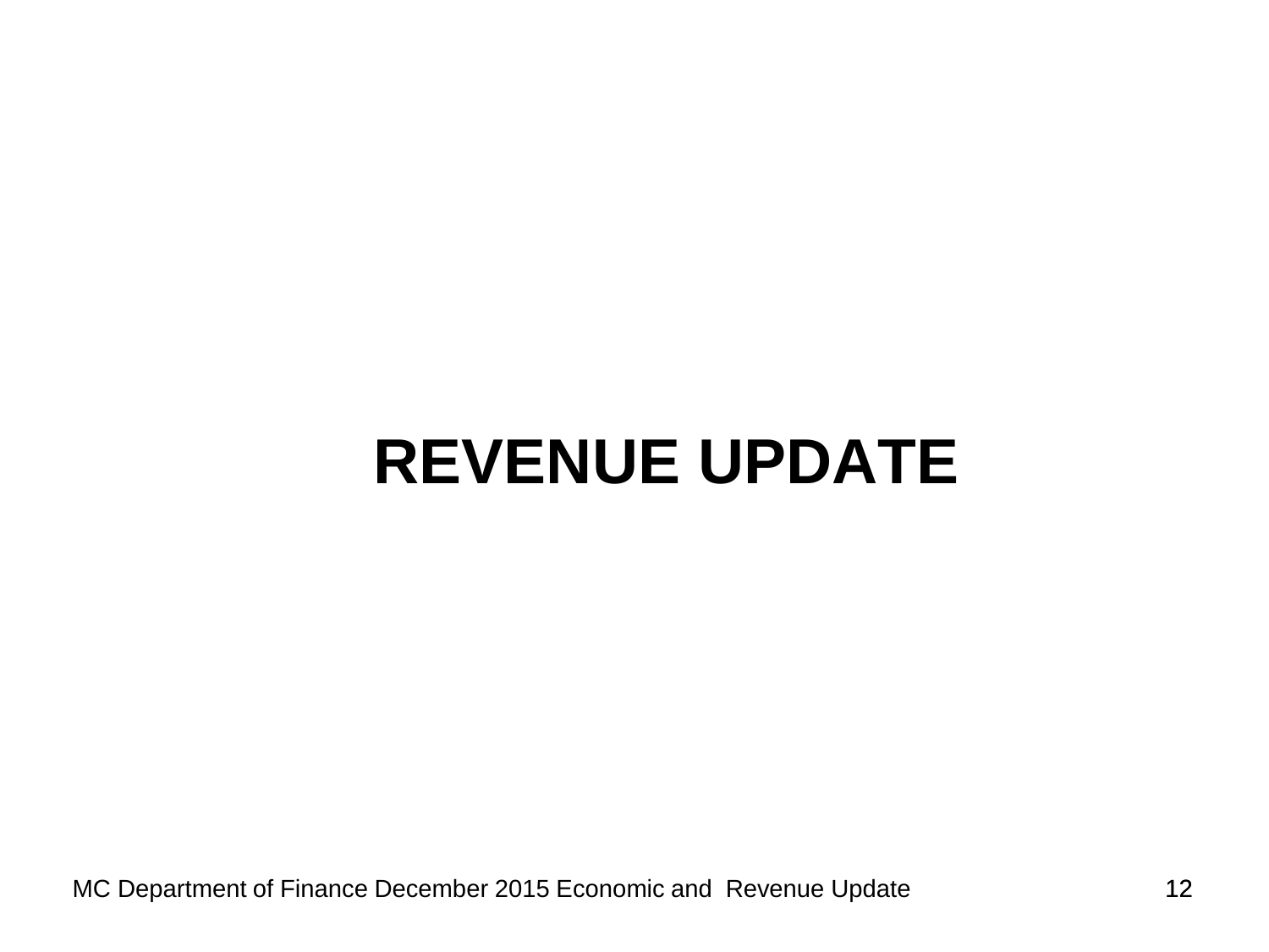# REVENUE UPDATE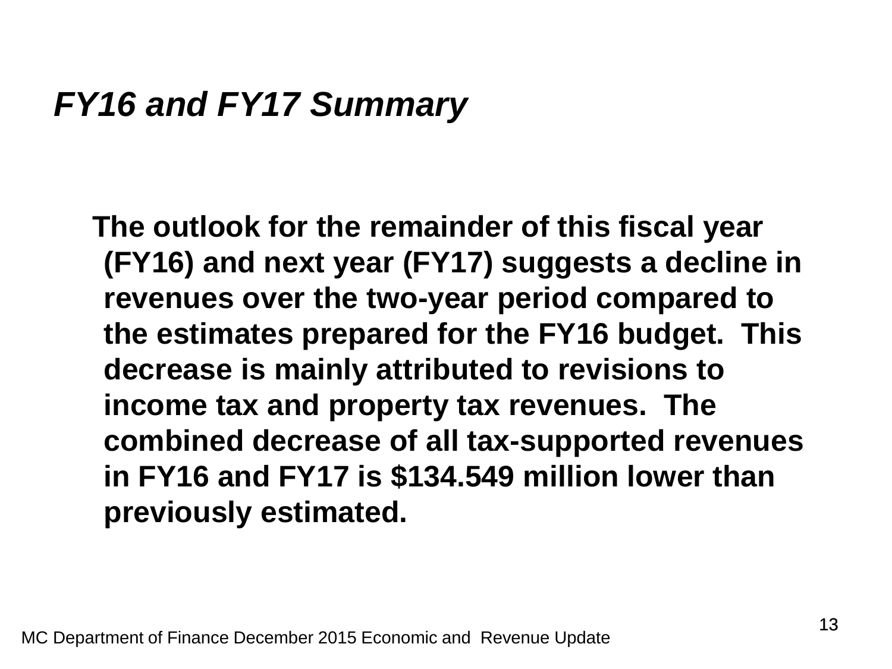## *FY16 and FY17 Summary*

**The outlook for the remainder of this fiscal year (FY16) and next year (FY17) suggests a decline in revenues over the two-year period compared to the estimates prepared for the FY16 budget. This decrease is mainly attributed to revisions to income tax and property tax revenues. The combined decrease of all tax-supported revenues in FY16 and FY17 is $134.549 million lower than previously estimated.**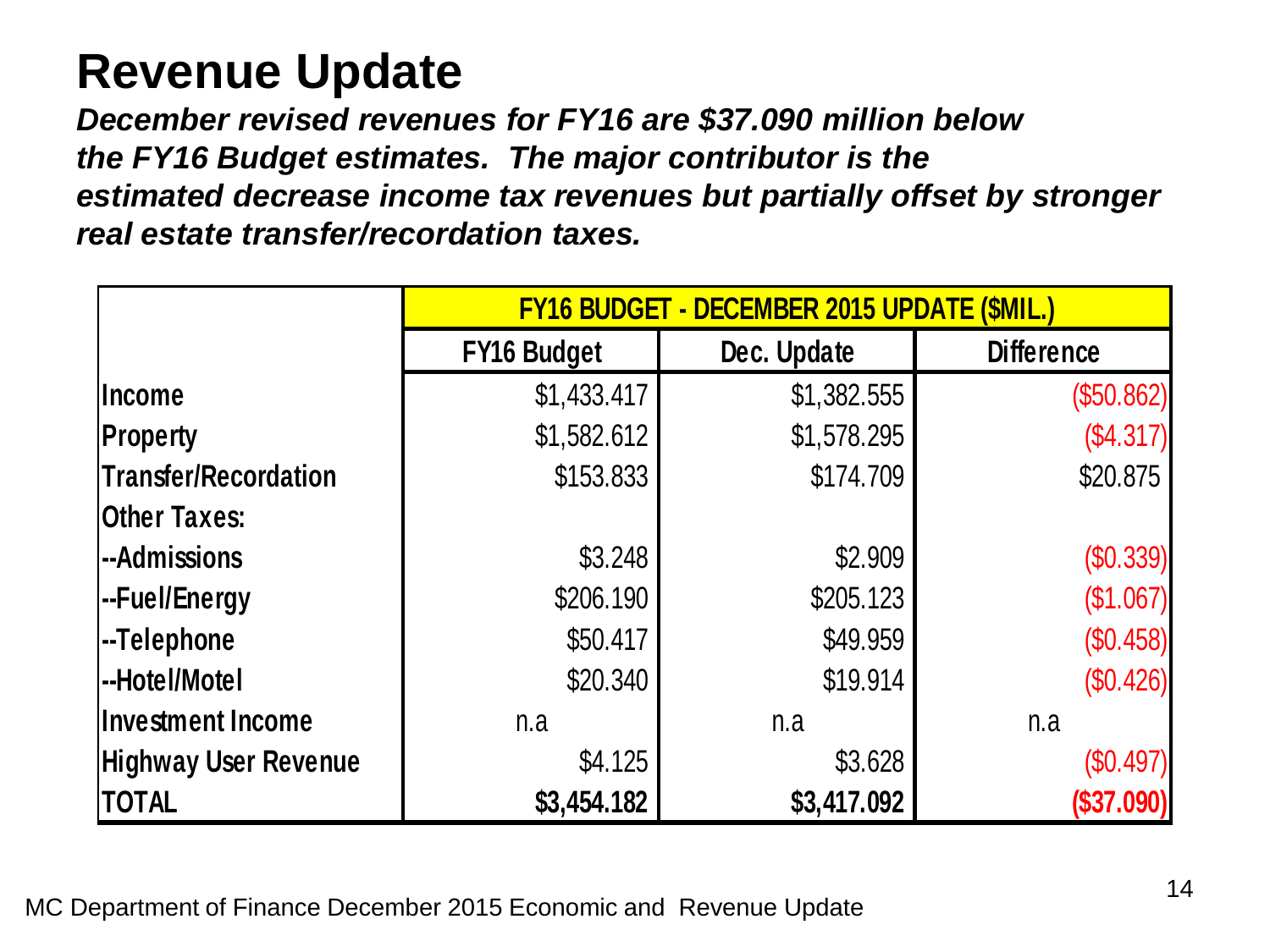# Revenue Update

***December revised revenues for FY16 are $37.090 million below the FY16 Budget estimates. The major contributor is the estimated decrease income tax revenues but partially offset by stronger real estate transfer/recordation taxes.***

| | FY16 BUDGET - DECEMBER 2015 UPDATE ($MIL.) | | |
|---|---|---|---|
| | FY16 Budget | Dec. Update | Difference |
| Income | $1,433.417 | $1,382.555 | ($50.862) |
| Property | $1,582.612 | $1,578.295 | ($4.317) |
| Transfer/Recordation | $153.833 | $174.709 | $20.875 |
| Other Taxes: | | | |
| --Admissions | $3.248 | $2.909 | ($0.339) |
| --Fuel/Energy | $206.190 | $205.123 | ($1.067) |
| --Telephone | $50.417 | $49.959 | ($0.458) |
| --Hotel/Motel | $20.340 | $19.914 | ($0.426) |
| Investment Income | n.a | n.a | n.a |
| Highway User Revenue | $4.125 | $3.628 | ($0.497) |
| **TOTAL** | **$3,454.182** | **$3,417.092** | **($37.090)** |

MC Department of Finance December 2015 Economic and Revenue Update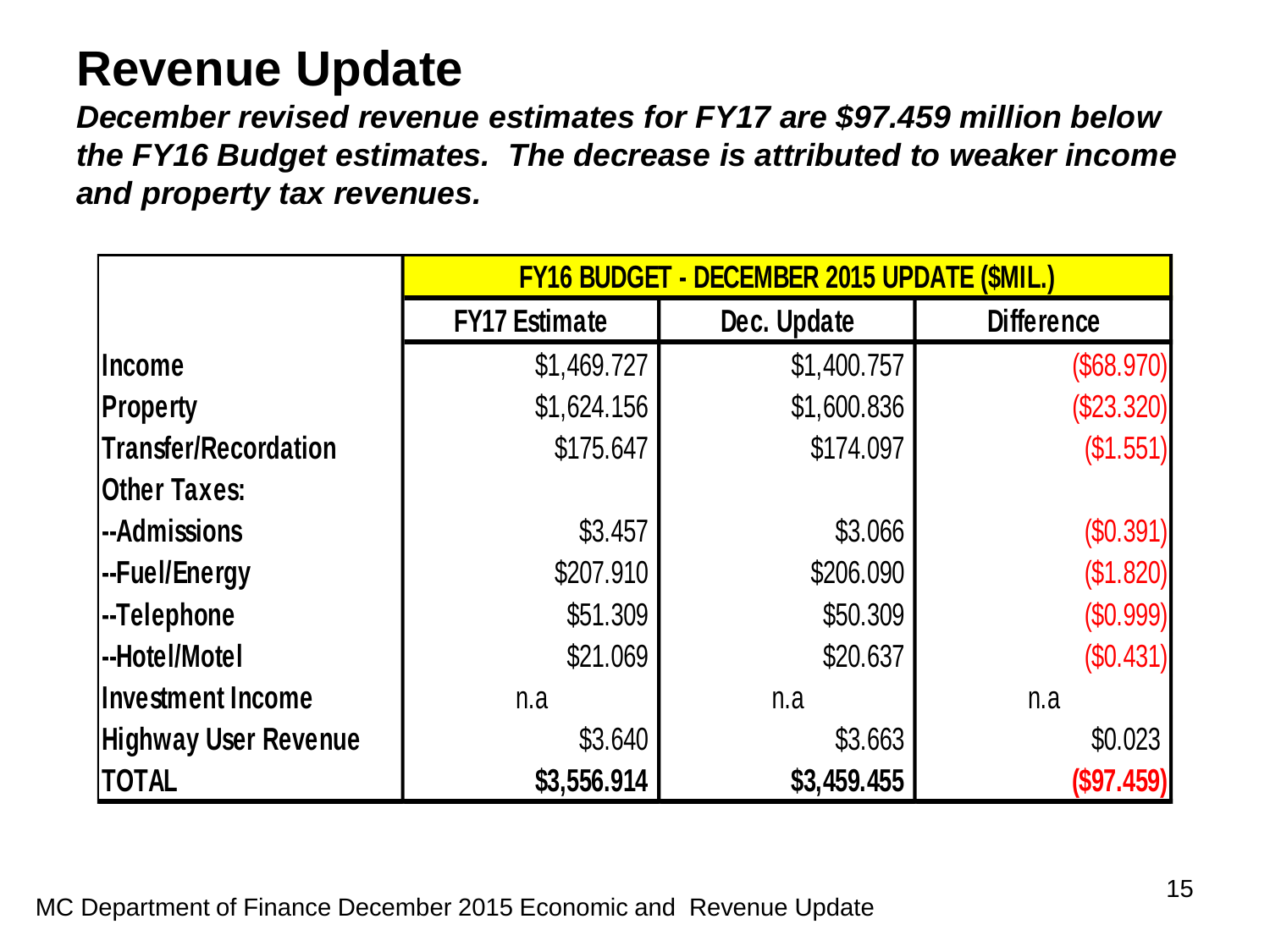# Revenue Update

***December revised revenue estimates for FY17 are $97.459 million below the FY16 Budget estimates. The decrease is attributed to weaker income and property tax revenues.***

| | FY16 BUDGET - DECEMBER 2015 UPDATE ($MIL.) | | |
|---|---|---|---|
| | FY17 Estimate | Dec. Update | Difference |
| Income | $1,469.727 | $1,400.757 | ($68.970) |
| Property | $1,624.156 | $1,600.836 | ($23.320) |
| Transfer/Recordation | $175.647 | $174.097 | ($1.551) |
| Other Taxes: | | | |
| --Admissions | $3.457 | $3.066 | ($0.391) |
| --Fuel/Energy | $207.910 | $206.090 | ($1.820) |
| --Telephone | $51.309 | $50.309 | ($0.999) |
| --Hotel/Motel | $21.069 | $20.637 | ($0.431) |
| Investment Income | n.a | n.a | n.a |
| Highway User Revenue | $3.640 | $3.663 | $0.023 |
| **TOTAL** | **$3,556.914** | **$3,459.455** | **($97.459)** |

MC Department of Finance December 2015 Economic and Revenue Update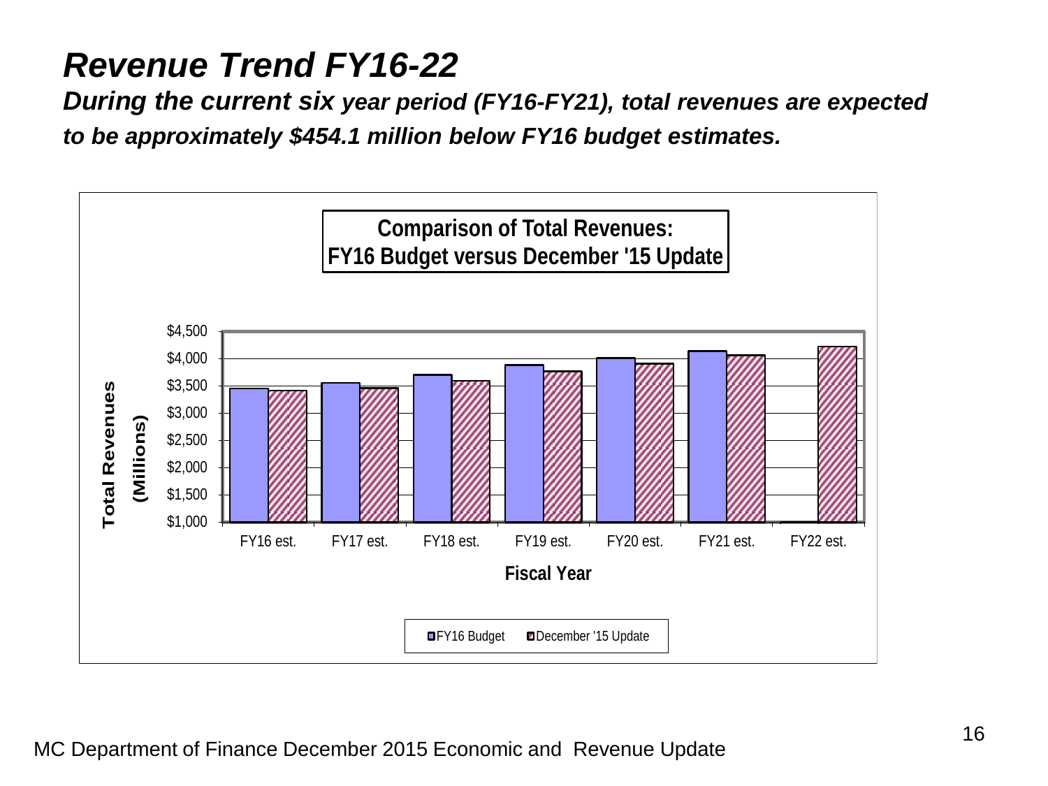# Revenue Trend FY16-22

***During the current six year period (FY16-FY21), total revenues are expected to be approximately $454.1 million below FY16 budget estimates.***

**Comparison of Total Revenues:**
**FY16 Budget versus December '15 Update**

Total Revenues (Millions)

$4,500
$4,000
$3,500
$3,000
$2,500
$2,000
$1,500
$1,000

FY16 est. FY17 est. FY18 est. FY19 est. FY20 est. FY21 est. FY22 est.

**Fiscal Year**

FY16 Budget December '15 Update

MC Department of Finance December 2015 Economic and Revenue Update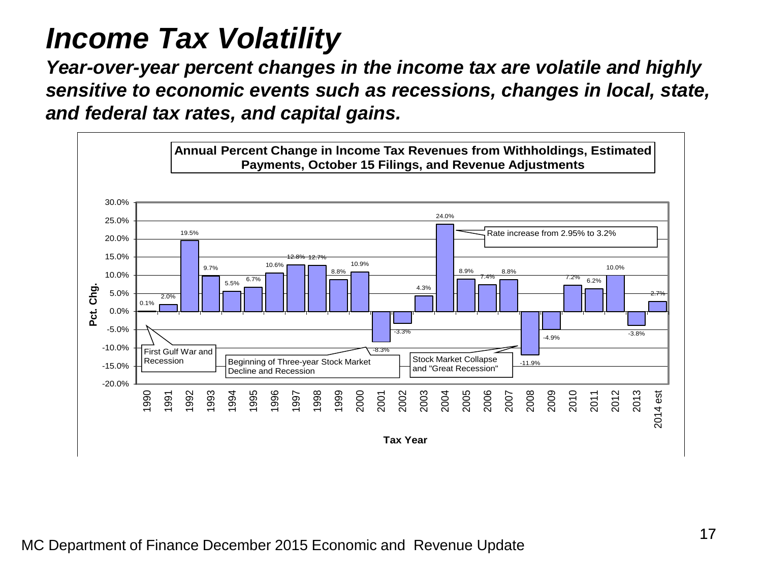# Income Tax Volatility

***Year-over-year percent changes in the income tax are volatile and highly sensitive to economic events such as recessions, changes in local, state, and federal tax rates, and capital gains.***

**Annual Percent Change in Income Tax Revenues from Withholdings, Estimated Payments, October 15 Filings, and Revenue Adjustments**

| Tax Year | Pct. Chg. |
|---|---|
| 1990 | 0.1% |
| 1991 | 2.0% |
| 1992 | 19.5% |
| 1993 | 9.7% |
| 1994 | 5.5% |
| 1995 | 6.7% |
| 1996 | 10.6% |
| 1997 | 12.8% |
| 1998 | 12.7% |
| 1999 | 8.8% |
| 2000 | 10.9% |
| 2001 | -8.3% |
| 2002 | -3.3% |
| 2003 | 4.3% |
| 2004 | 24.0% |
| 2005 | 8.9% |
| 2006 | 7.4% |
| 2007 | 8.8% |
| 2008 | -11.9% |
| 2009 | -4.9% |
| 2010 | 7.2% |
| 2011 | 6.2% |
| 2012 | 10.0% |
| 2013 | -3.8% |
| 2014 est | 2.7% |

Chart annotations:
- First Gulf War and Recession (1990)
- Beginning of Three-year Stock Market Decline and Recession (2001)
- Rate increase from 2.95% to 3.2% (2004)
- Stock Market Collapse and "Great Recession" (2008)

MC Department of Finance December 2015 Economic and Revenue Update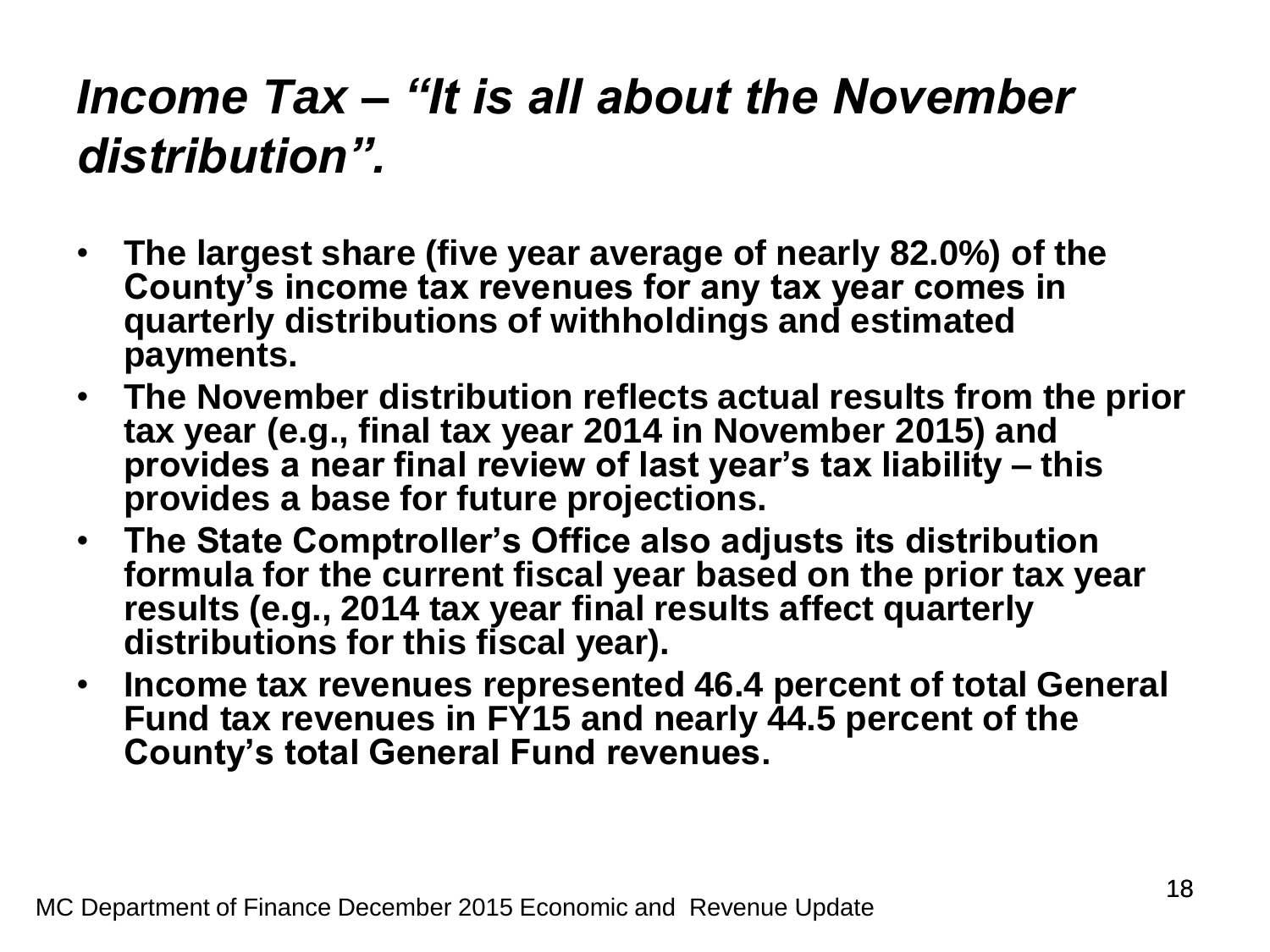# *Income Tax – "It is all about the November distribution".*

- **The largest share (five year average of nearly 82.0%) of the County's income tax revenues for any tax year comes in quarterly distributions of withholdings and estimated payments.**
- **The November distribution reflects actual results from the prior tax year (e.g., final tax year 2014 in November 2015) and provides a near final review of last year's tax liability – this provides a base for future projections.**
- **The State Comptroller's Office also adjusts its distribution formula for the current fiscal year based on the prior tax year results (e.g., 2014 tax year final results affect quarterly distributions for this fiscal year).**
- **Income tax revenues represented 46.4 percent of total General Fund tax revenues in FY15 and nearly 44.5 percent of the County's total General Fund revenues.**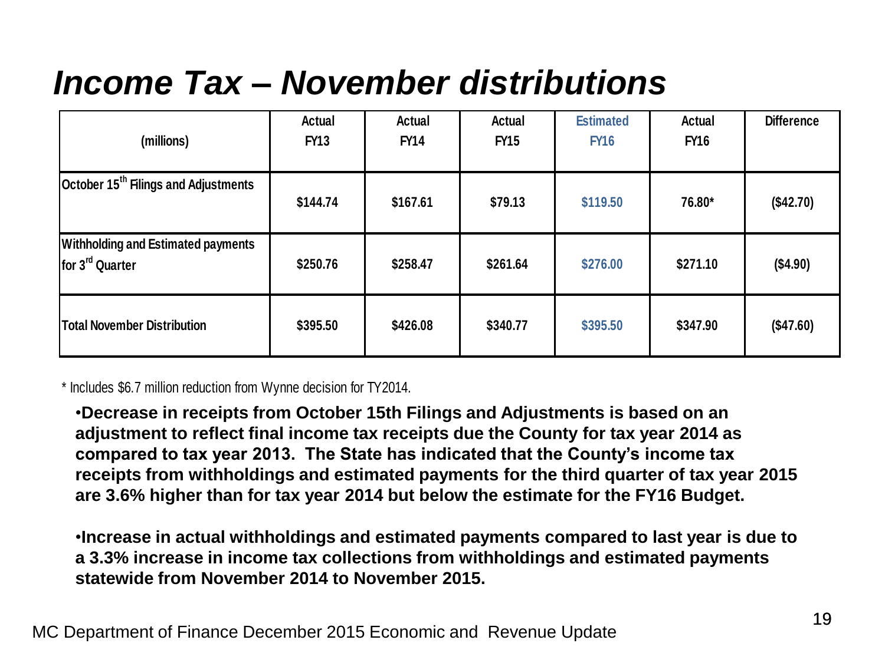# *Income Tax – November distributions*

| (millions) | Actual FY13 | Actual FY14 | Actual FY15 | Estimated FY16 | Actual FY16 | Difference |
|---|---|---|---|---|---|---|
| October 15th Filings and Adjustments | $144.74 | $167.61 | $79.13 | $119.50 | 76.80* | ($42.70) |
| Withholding and Estimated payments for 3rd Quarter | $250.76 | $258.47 | $261.64 | $276.00 | $271.10 | ($4.90) |
| Total November Distribution | $395.50 | $426.08 | $340.77 | $395.50 | $347.90 | ($47.60) |

* Includes $6.7 million reduction from Wynne decision for TY2014.

- **Decrease in receipts from October 15th Filings and Adjustments is based on an adjustment to reflect final income tax receipts due the County for tax year 2014 as compared to tax year 2013. The State has indicated that the County's income tax receipts from withholdings and estimated payments for the third quarter of tax year 2015 are 3.6% higher than for tax year 2014 but below the estimate for the FY16 Budget.**

- **Increase in actual withholdings and estimated payments compared to last year is due to a 3.3% increase in income tax collections from withholdings and estimated payments statewide from November 2014 to November 2015.**

MC Department of Finance December 2015 Economic and Revenue Update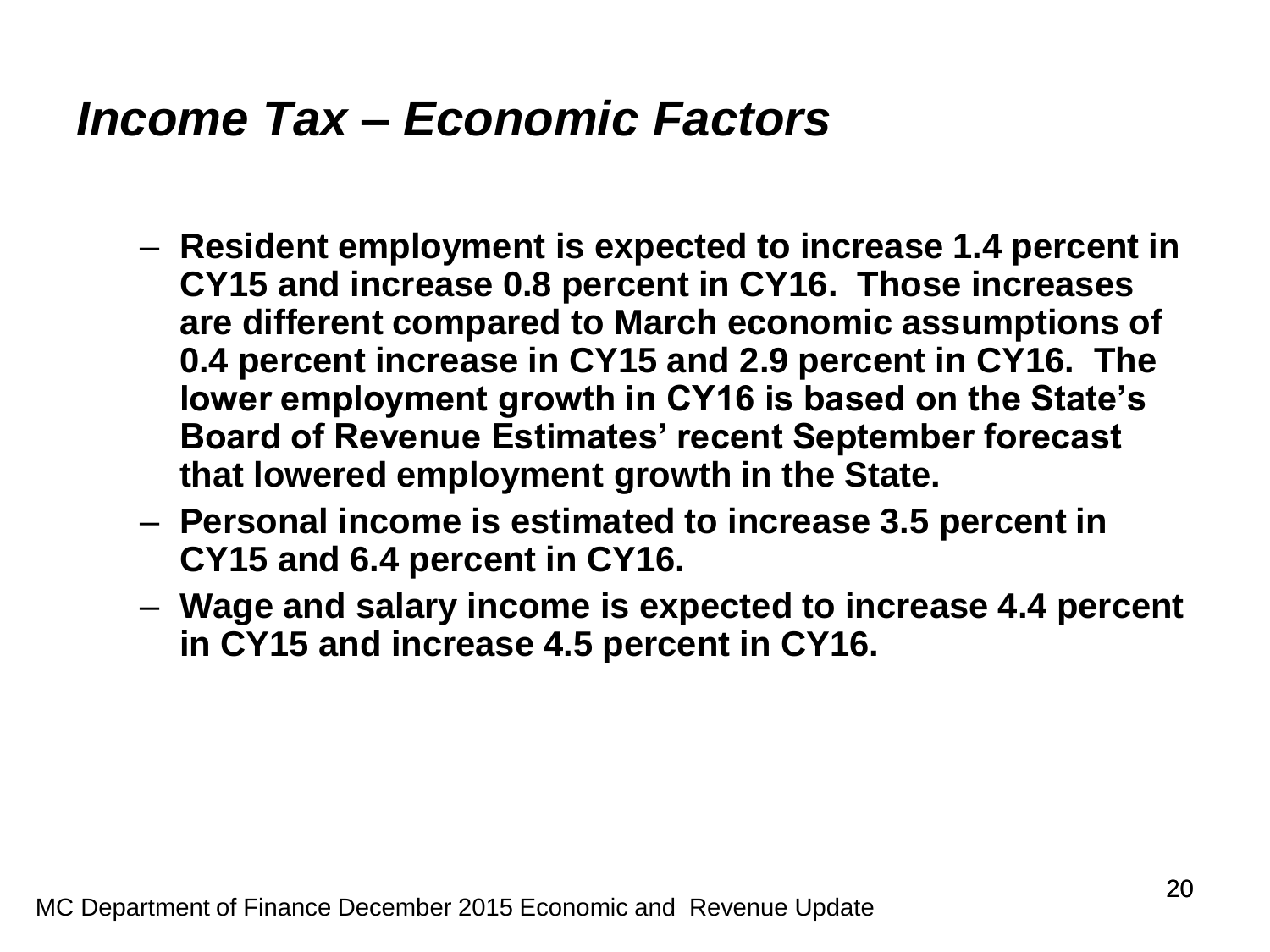# *Income Tax – Economic Factors*

- **Resident employment is expected to increase 1.4 percent in CY15 and increase 0.8 percent in CY16. Those increases are different compared to March economic assumptions of 0.4 percent increase in CY15 and 2.9 percent in CY16. The lower employment growth in CY16 is based on the State's Board of Revenue Estimates' recent September forecast that lowered employment growth in the State.**
- **Personal income is estimated to increase 3.5 percent in CY15 and 6.4 percent in CY16.**
- **Wage and salary income is expected to increase 4.4 percent in CY15 and increase 4.5 percent in CY16.**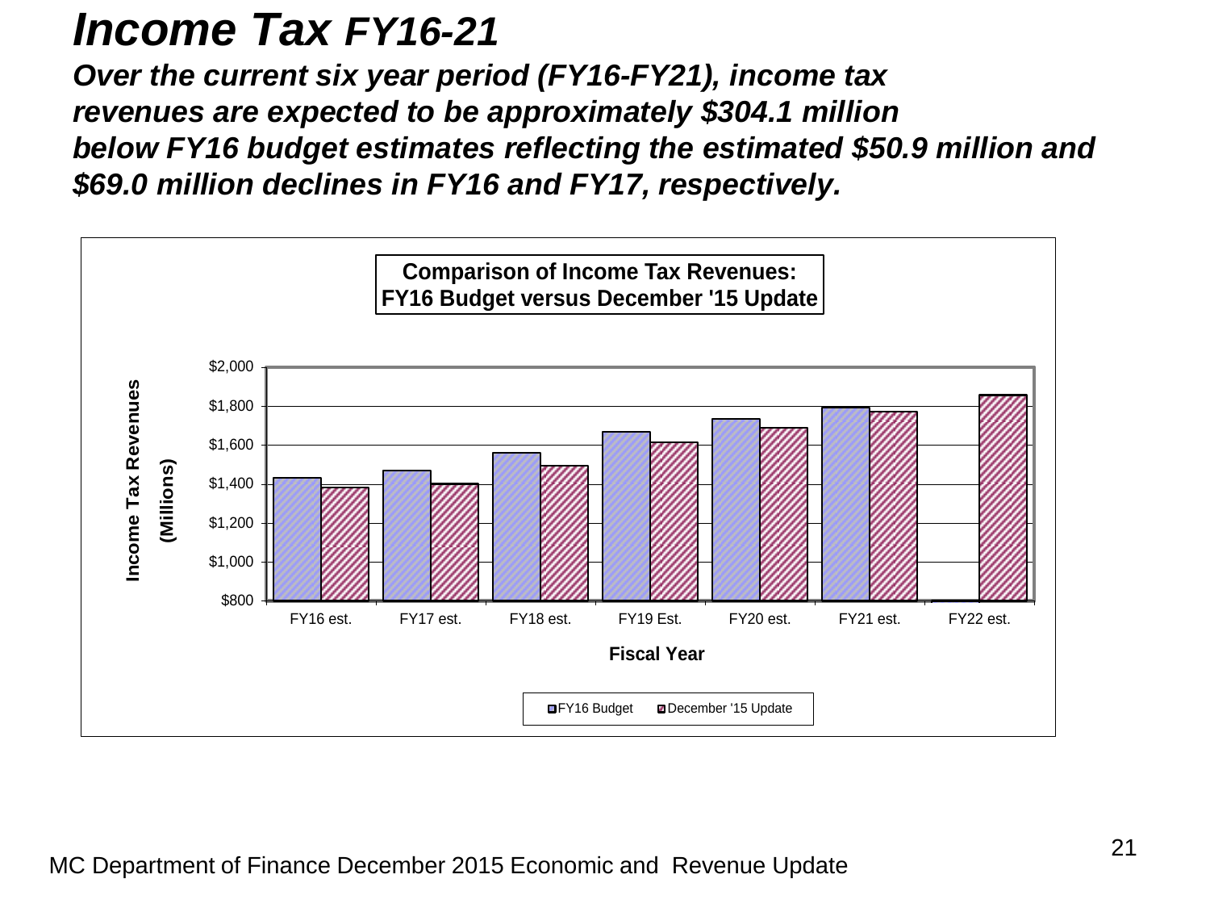# *Income Tax FY16-21*

***Over the current six year period (FY16-FY21), income tax revenues are expected to be approximately $304.1 million below FY16 budget estimates reflecting the estimated $50.9 million and $69.0 million declines in FY16 and FY17, respectively.***

**Comparison of Income Tax Revenues: FY16 Budget versus December '15 Update**

Income Tax Revenues (Millions)

$2,000
$1,800
$1,600
$1,400
$1,200
$1,000
$800

FY16 est. | FY17 est. | FY18 est. | FY19 Est. | FY20 est. | FY21 est. | FY22 est.

Fiscal Year

FY16 Budget | December '15 Update

MC Department of Finance December 2015 Economic and Revenue Update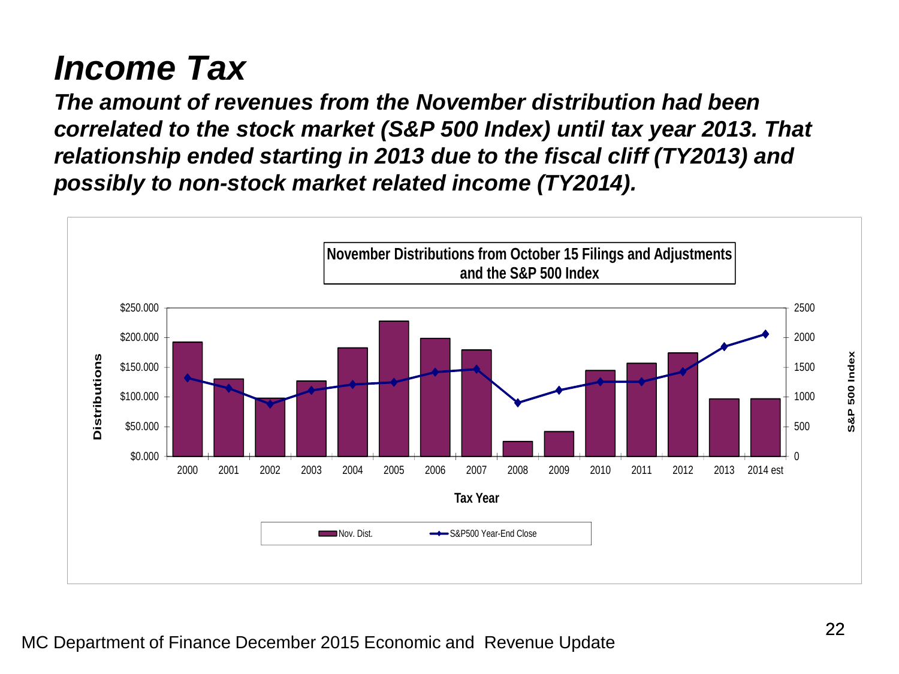# *Income Tax*

***The amount of revenues from the November distribution had been correlated to the stock market (S&P 500 Index) until tax year 2013. That relationship ended starting in 2013 due to the fiscal cliff (TY2013) and possibly to non-stock market related income (TY2014).***

**November Distributions from October 15 Filings and Adjustments and the S&P 500 Index**

Distributions: $0.000, $50.000, $100.000, $150.000, $200.000, $250.000

S&P 500 Index: 0, 500, 1000, 1500, 2000, 2500

Tax Year: 2000, 2001, 2002, 2003, 2004, 2005, 2006, 2007, 2008, 2009, 2010, 2011, 2012, 2013, 2014 est

Nov. Dist. — S&P500 Year-End Close

MC Department of Finance December 2015 Economic and Revenue Update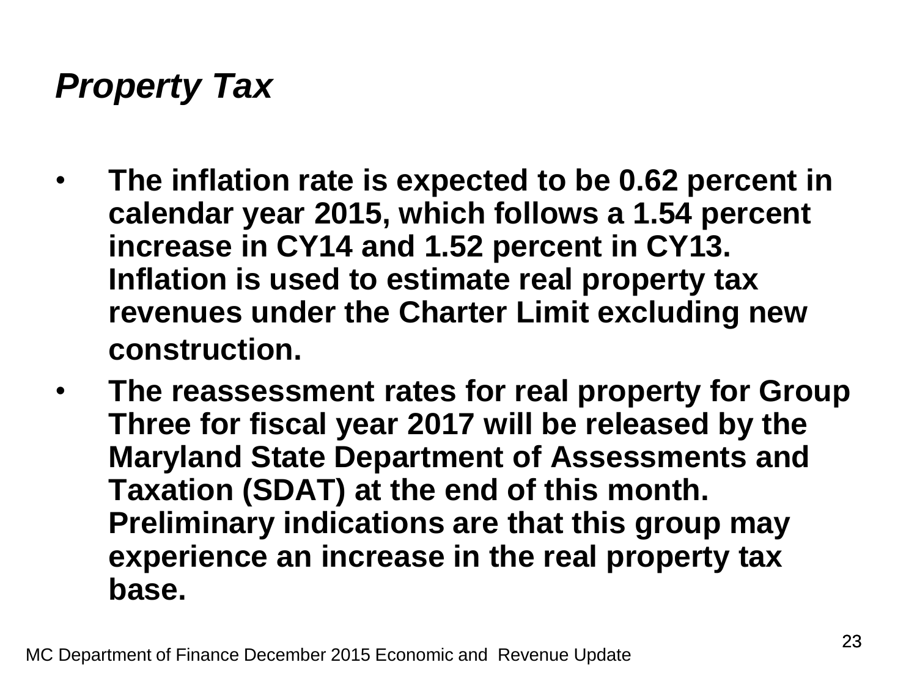# *Property Tax*

- **The inflation rate is expected to be 0.62 percent in calendar year 2015, which follows a 1.54 percent increase in CY14 and 1.52 percent in CY13. Inflation is used to estimate real property tax revenues under the Charter Limit excluding new construction.**
- **The reassessment rates for real property for Group Three for fiscal year 2017 will be released by the Maryland State Department of Assessments and Taxation (SDAT) at the end of this month. Preliminary indications are that this group may experience an increase in the real property tax base.**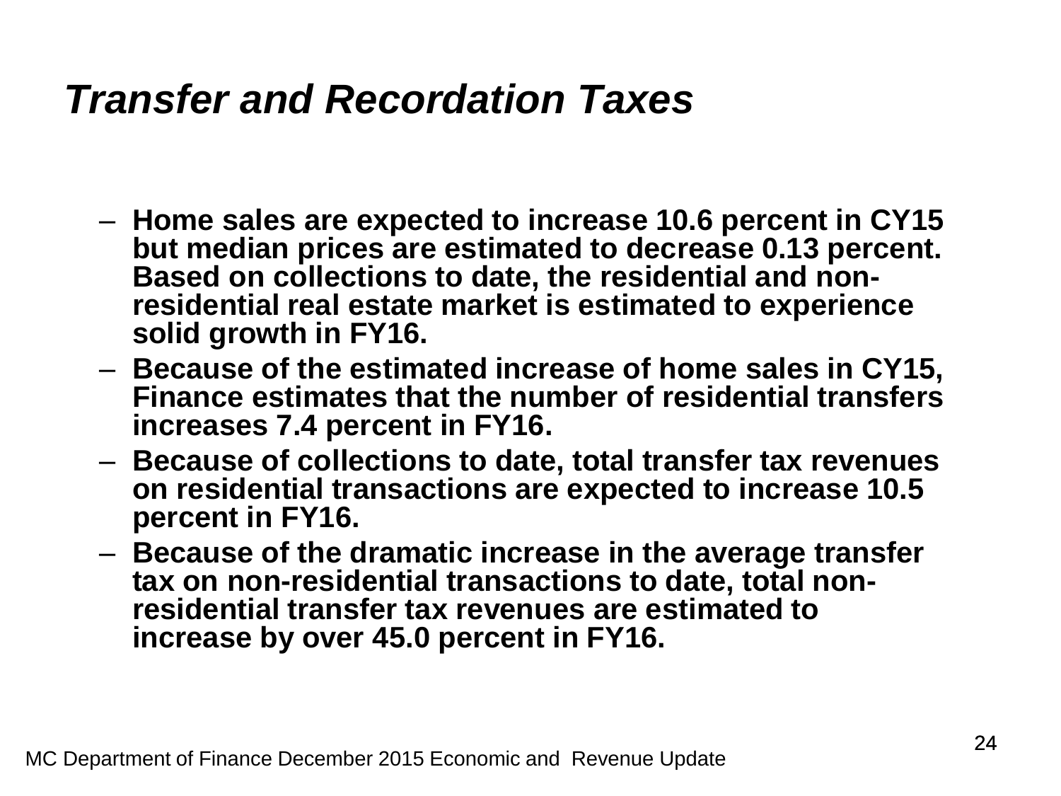# *Transfer and Recordation Taxes*

- **Home sales are expected to increase 10.6 percent in CY15 but median prices are estimated to decrease 0.13 percent. Based on collections to date, the residential and non-residential real estate market is estimated to experience solid growth in FY16.**
- **Because of the estimated increase of home sales in CY15, Finance estimates that the number of residential transfers increases 7.4 percent in FY16.**
- **Because of collections to date, total transfer tax revenues on residential transactions are expected to increase 10.5 percent in FY16.**
- **Because of the dramatic increase in the average transfer tax on non-residential transactions to date, total non-residential transfer tax revenues are estimated to increase by over 45.0 percent in FY16.**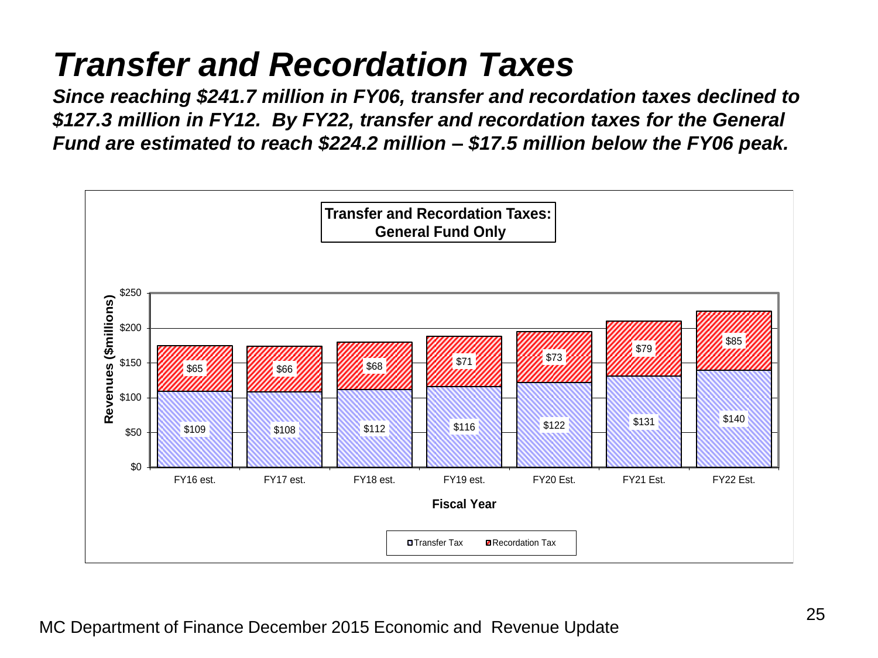# Transfer and Recordation Taxes

***Since reaching $241.7 million in FY06, transfer and recordation taxes declined to $127.3 million in FY12. By FY22, transfer and recordation taxes for the General Fund are estimated to reach $224.2 million – $17.5 million below the FY06 peak.***

**Transfer and Recordation Taxes: General Fund Only**

| Fiscal Year | Transfer Tax | Recordation Tax |
|---|---|---|
| FY16 est. | $109 | $65 |
| FY17 est. | $108 | $66 |
| FY18 est. | $112 | $68 |
| FY19 est. | $116 | $71 |
| FY20 Est. | $122 | $73 |
| FY21 Est. | $131 | $79 |
| FY22 Est. | $140 | $85 |

Revenues ($millions)

MC Department of Finance December 2015 Economic and Revenue Update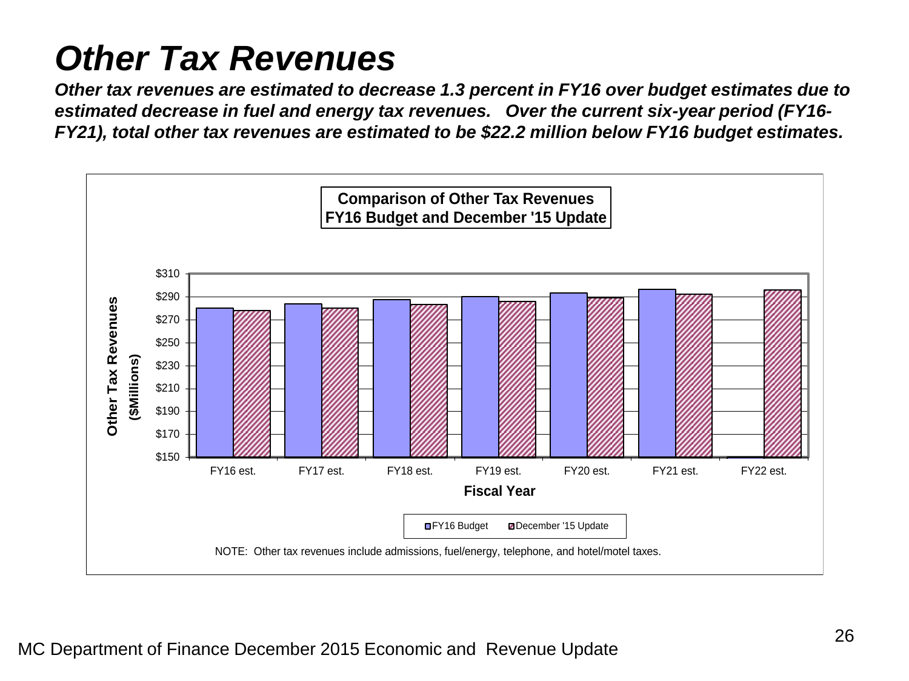# Other Tax Revenues

***Other tax revenues are estimated to decrease 1.3 percent in FY16 over budget estimates due to estimated decrease in fuel and energy tax revenues. Over the current six-year period (FY16-FY21), total other tax revenues are estimated to be $22.2 million below FY16 budget estimates.***

**Comparison of Other Tax Revenues**
**FY16 Budget and December '15 Update**

**Other Tax Revenues**
**($Millions)**

$310
$290
$270
$250
$230
$210
$190
$170
$150

FY16 est.
FY17 est.
FY18 est.
FY19 est.
FY20 est.
FY21 est.
FY22 est.

**Fiscal Year**

FY16 Budget
December '15 Update

NOTE: Other tax revenues include admissions, fuel/energy, telephone, and hotel/motel taxes.

MC Department of Finance December 2015 Economic and Revenue Update